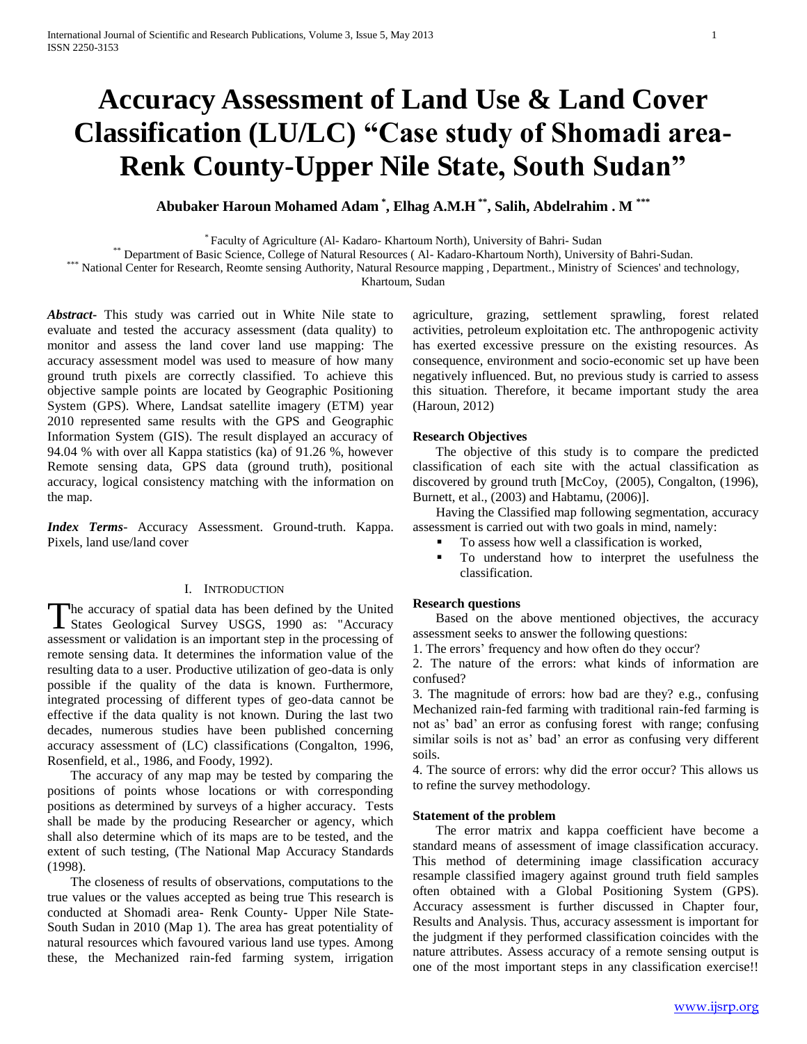# Accuracy Assessment of Land Use & Land Cover Classification (LU/LC) "Case study of Shomadi area-Renk County-Upper Nile State, South Sudan"

**Abubaker Haroun Mohamed Adam [*], Elhag A.M.H [**], Salih, Abdelrahim . M [***]**

[*] Faculty of Agriculture (Al- Kadaro- Khartoum North), University of Bahri- Sudan

[**] Department of Basic Science, College of Natural Resources ( Al- Kadaro-Khartoum North), University of Bahri-Sudan.

[***] National Center for Research, Reomte sensing Authority, Natural Resource mapping , Department., Ministry of Sciences' and technology, Khartoum, Sudan

***Abstract-*** This study was carried out in White Nile state to evaluate and tested the accuracy assessment (data quality) to monitor and assess the land cover land use mapping: The accuracy assessment model was used to measure of how many ground truth pixels are correctly classified. To achieve this objective sample points are located by Geographic Positioning System (GPS). Where, Landsat satellite imagery (ETM) year 2010 represented same results with the GPS and Geographic Information System (GIS). The result displayed an accuracy of 94.04 % with over all Kappa statistics (ka) of 91.26 %, however Remote sensing data, GPS data (ground truth), positional accuracy, logical consistency matching with the information on the map.

***Index Terms***- Accuracy Assessment. Ground-truth. Kappa. Pixels, land use/land cover

## I. Introduction

The accuracy of spatial data has been defined by the United States Geological Survey USGS, 1990 as: "Accuracy assessment or validation is an important step in the processing of remote sensing data. It determines the information value of the resulting data to a user. Productive utilization of geo-data is only possible if the quality of the data is known. Furthermore, integrated processing of different types of geo-data cannot be effective if the data quality is not known. During the last two decades, numerous studies have been published concerning accuracy assessment of (LC) classifications (Congalton, 1996, Rosenfield, et al., 1986, and Foody, 1992).

The accuracy of any map may be tested by comparing the positions of points whose locations or with corresponding positions as determined by surveys of a higher accuracy. Tests shall be made by the producing Researcher or agency, which shall also determine which of its maps are to be tested, and the extent of such testing, (The National Map Accuracy Standards (1998).

The closeness of results of observations, computations to the true values or the values accepted as being true This research is conducted at Shomadi area- Renk County- Upper Nile State- South Sudan in 2010 (Map 1). The area has great potentiality of natural resources which favoured various land use types. Among these, the Mechanized rain-fed farming system, irrigation agriculture, grazing, settlement sprawling, forest related activities, petroleum exploitation etc. The anthropogenic activity has exerted excessive pressure on the existing resources. As consequence, environment and socio-economic set up have been negatively influenced. But, no previous study is carried to assess this situation. Therefore, it became important study the area (Haroun, 2012)

### Research Objectives

The objective of this study is to compare the predicted classification of each site with the actual classification as discovered by ground truth [McCoy, (2005), Congalton, (1996), Burnett, et al., (2003) and Habtamu, (2006)].

Having the Classified map following segmentation, accuracy assessment is carried out with two goals in mind, namely:

- To assess how well a classification is worked,
- To understand how to interpret the usefulness the classification.

### Research questions

Based on the above mentioned objectives, the accuracy assessment seeks to answer the following questions:

1. The errors' frequency and how often do they occur?
2. The nature of the errors: what kinds of information are confused?
3. The magnitude of errors: how bad are they? e.g., confusing Mechanized rain-fed farming with traditional rain-fed farming is not as' bad' an error as confusing forest with range; confusing similar soils is not as' bad' an error as confusing very different soils.
4. The source of errors: why did the error occur? This allows us to refine the survey methodology.

### Statement of the problem

The error matrix and kappa coefficient have become a standard means of assessment of image classification accuracy. This method of determining image classification accuracy resample classified imagery against ground truth field samples often obtained with a Global Positioning System (GPS). Accuracy assessment is further discussed in Chapter four, Results and Analysis. Thus, accuracy assessment is important for the judgment if they performed classification coincides with the nature attributes. Assess accuracy of a remote sensing output is one of the most important steps in any classification exercise!!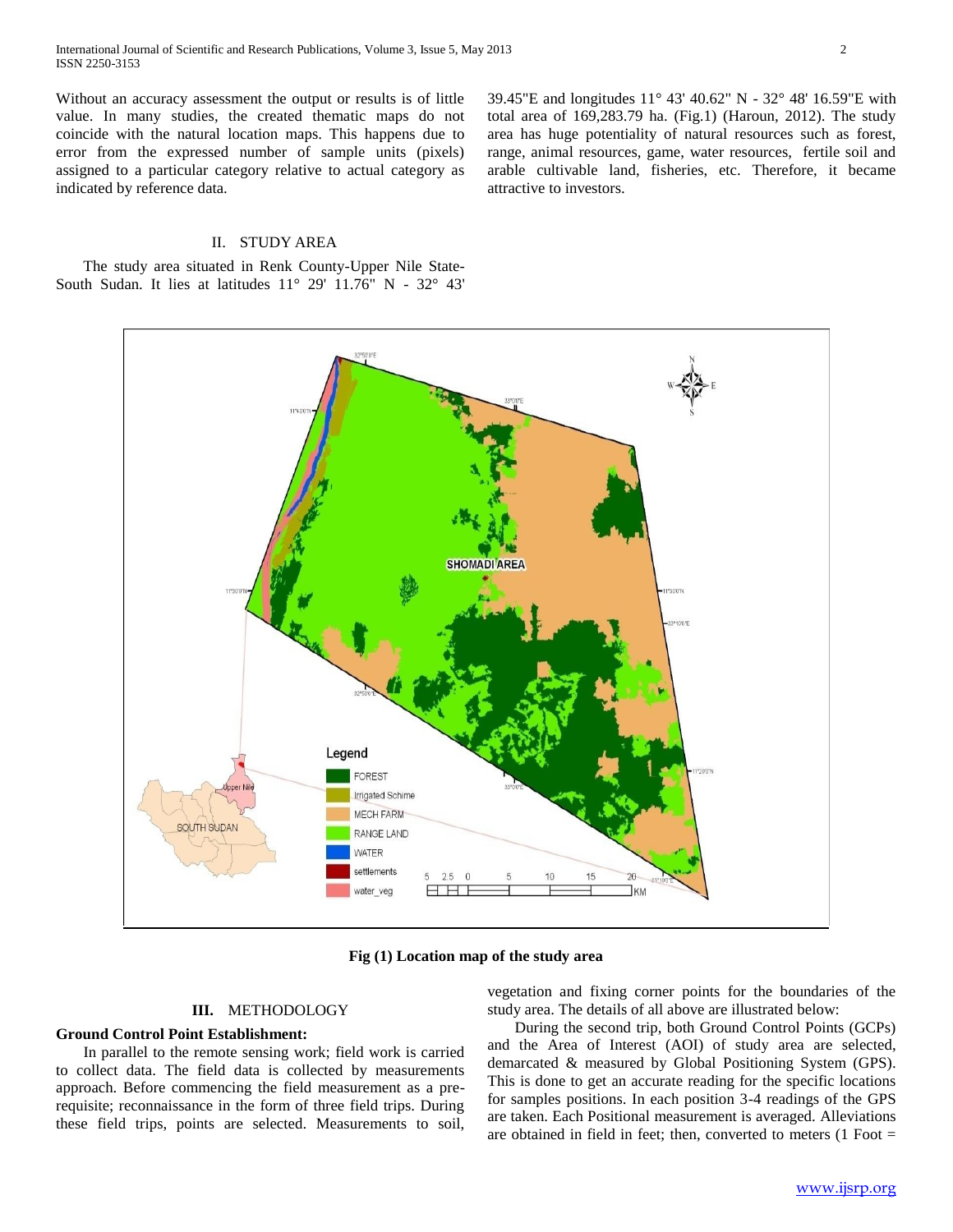Without an accuracy assessment the output or results is of little value. In many studies, the created thematic maps do not coincide with the natural location maps. This happens due to error from the expressed number of sample units (pixels) assigned to a particular category relative to actual category as indicated by reference data.

## II. STUDY AREA

The study area situated in Renk County-Upper Nile State-South Sudan. It lies at latitudes 11° 29' 11.76" N - 32° 43' 39.45"E and longitudes 11° 43' 40.62" N - 32° 48' 16.59"E with total area of 169,283.79 ha. (Fig.1) (Haroun, 2012). The study area has huge potentiality of natural resources such as forest, range, animal resources, game, water resources, fertile soil and arable cultivable land, fisheries, etc. Therefore, it became attractive to investors.

**Fig (1) Location map of the study area**

## III. METHODOLOGY

**Ground Control Point Establishment:**

In parallel to the remote sensing work; field work is carried to collect data. The field data is collected by measurements approach. Before commencing the field measurement as a pre-requisite; reconnaissance in the form of three field trips. During these field trips, points are selected. Measurements to soil, vegetation and fixing corner points for the boundaries of the study area. The details of all above are illustrated below:

During the second trip, both Ground Control Points (GCPs) and the Area of Interest (AOI) of study area are selected, demarcated & measured by Global Positioning System (GPS). This is done to get an accurate reading for the specific locations for samples positions. In each position 3-4 readings of the GPS are taken. Each Positional measurement is averaged. Alleviations are obtained in field in feet; then, converted to meters (1 Foot =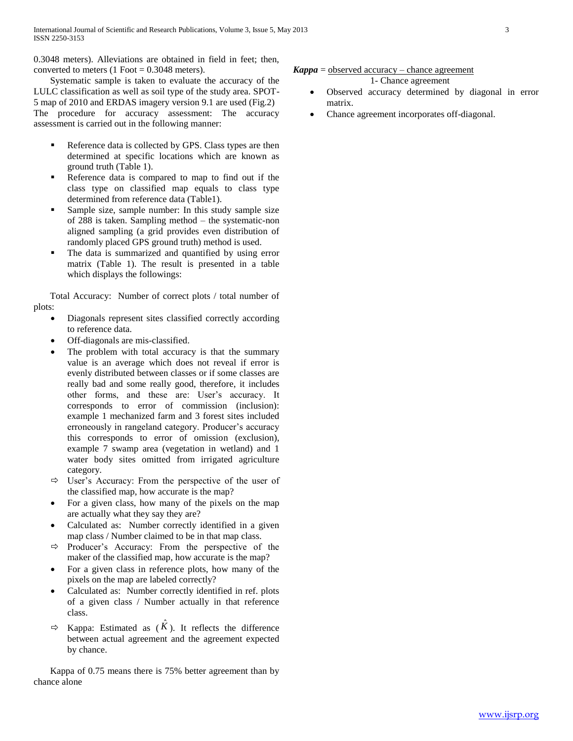0.3048 meters). Alleviations are obtained in field in feet; then, converted to meters (1 Foot = 0.3048 meters).

Systematic sample is taken to evaluate the accuracy of the LULC classification as well as soil type of the study area. SPOT-5 map of 2010 and ERDAS imagery version 9.1 are used (Fig.2) The procedure for accuracy assessment: The accuracy assessment is carried out in the following manner:

- Reference data is collected by GPS. Class types are then determined at specific locations which are known as ground truth (Table 1).
- Reference data is compared to map to find out if the class type on classified map equals to class type determined from reference data (Table1).
- Sample size, sample number: In this study sample size of 288 is taken. Sampling method – the systematic-non aligned sampling (a grid provides even distribution of randomly placed GPS ground truth) method is used.
- The data is summarized and quantified by using error matrix (Table 1). The result is presented in a table which displays the followings:

Total Accuracy: Number of correct plots / total number of plots:

- Diagonals represent sites classified correctly according to reference data.
- Off-diagonals are mis-classified.
- The problem with total accuracy is that the summary value is an average which does not reveal if error is evenly distributed between classes or if some classes are really bad and some really good, therefore, it includes other forms, and these are: User's accuracy. It corresponds to error of commission (inclusion): example 1 mechanized farm and 3 forest sites included erroneously in rangeland category. Producer's accuracy this corresponds to error of omission (exclusion), example 7 swamp area (vegetation in wetland) and 1 water body sites omitted from irrigated agriculture category.
- ⇨ User's Accuracy: From the perspective of the user of the classified map, how accurate is the map?
- For a given class, how many of the pixels on the map are actually what they say they are?
- Calculated as: Number correctly identified in a given map class / Number claimed to be in that map class.
- ⇨ Producer's Accuracy: From the perspective of the maker of the classified map, how accurate is the map?
- For a given class in reference plots, how many of the pixels on the map are labeled correctly?
- Calculated as: Number correctly identified in ref. plots of a given class / Number actually in that reference class.
- ⇨ Kappa: Estimated as ($\hat{K}$). It reflects the difference between actual agreement and the agreement expected by chance.

Kappa of 0.75 means there is 75% better agreement than by chance alone

$$\textbf{\textit{Kappa}} = \frac{\text{observed accuracy} - \text{chance agreement}}{1 - \text{Chance agreement}}$$

- Observed accuracy determined by diagonal in error matrix.
- Chance agreement incorporates off-diagonal.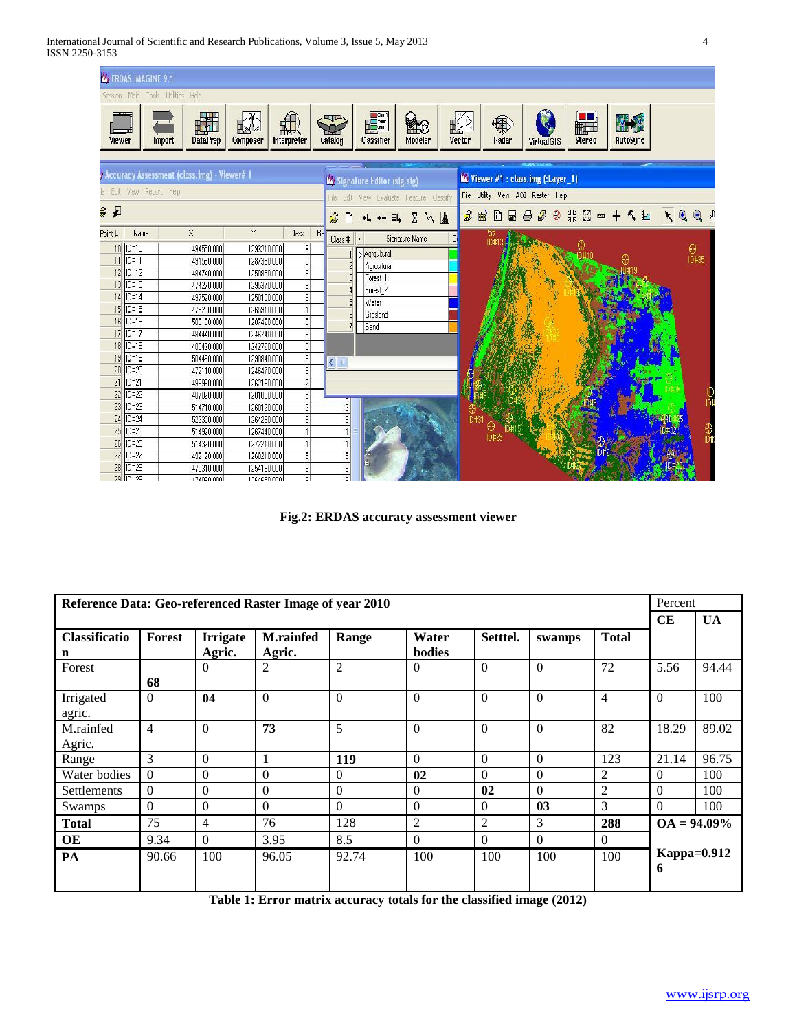Fig.2: ERDAS accuracy assessment viewer

| Reference Data: Geo-referenced Raster Image of year 2010 | | | | | | | | | Percent | |
|---|---|---|---|---|---|---|---|---|---|---|
| | | | | | | | | | **CE** | **UA** |
| **Classification** | **Forest** | **Irrigate Agric.** | **M.rainfed Agric.** | **Range** | **Water bodies** | **Setttel.** | **swamps** | **Total** | | |
| Forest | **68** | 0 | 2 | 2 | 0 | 0 | 0 | 72 | 5.56 | 94.44 |
| Irrigated agric. | 0 | **04** | 0 | 0 | 0 | 0 | 0 | 4 | 0 | 100 |
| M.rainfed Agric. | 4 | 0 | **73** | 5 | 0 | 0 | 0 | 82 | 18.29 | 89.02 |
| Range | 3 | 0 | 1 | **119** | 0 | 0 | 0 | 123 | 21.14 | 96.75 |
| Water bodies | 0 | 0 | 0 | 0 | **02** | 0 | 0 | 2 | 0 | 100 |
| Settlements | 0 | 0 | 0 | 0 | 0 | **02** | 0 | 2 | 0 | 100 |
| Swamps | 0 | 0 | 0 | 0 | 0 | 0 | **03** | 3 | 0 | 100 |
| **Total** | 75 | 4 | 76 | 128 | 2 | 2 | 3 | **288** | **OA = 94.09%** | |
| **OE** | 9.34 | 0 | 3.95 | 8.5 | 0 | 0 | 0 | 0 | **Kappa=0.9126** | |
| **PA** | 90.66 | 100 | 96.05 | 92.74 | 100 | 100 | 100 | 100 | | |

**Table 1: Error matrix accuracy totals for the classified image (2012)**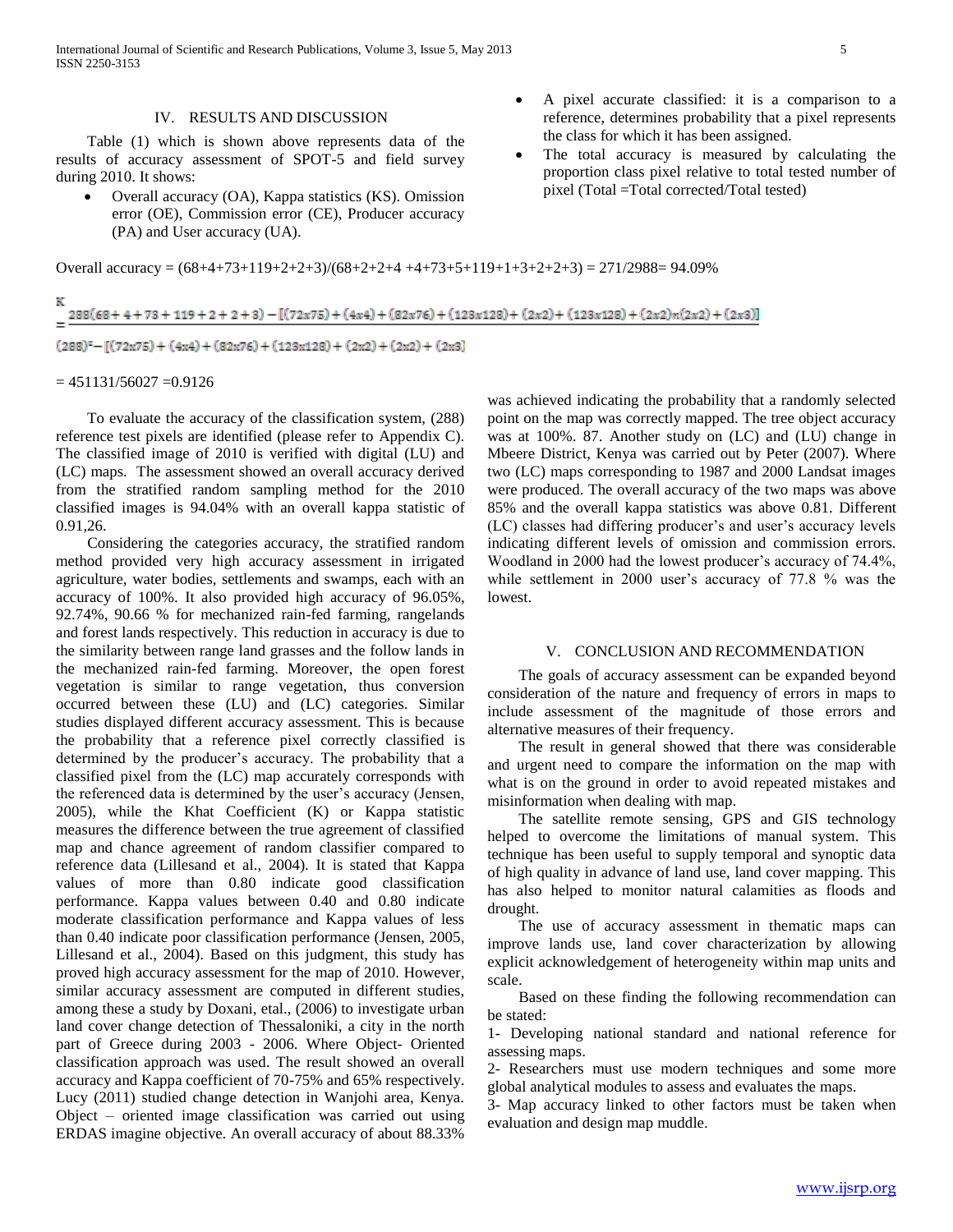## IV. RESULTS AND DISCUSSION

Table (1) which is shown above represents data of the results of accuracy assessment of SPOT-5 and field survey during 2010. It shows:

- Overall accuracy (OA), Kappa statistics (KS). Omission error (OE), Commission error (CE), Producer accuracy (PA) and User accuracy (UA).
- A pixel accurate classified: it is a comparison to a reference, determines probability that a pixel represents the class for which it has been assigned.
- The total accuracy is measured by calculating the proportion class pixel relative to total tested number of pixel (Total =Total corrected/Total tested)

Overall accuracy = (68+4+73+119+2+2+3)/(68+2+2+4 +4+73+5+119+1+3+2+2+3) = 271/2988= 94.09%

$$K = \frac{288(68+4+73+119+2+2+3) - [(72x75)+(4x4)+(82x76)+(128x128)+(2x2)+(128x128)+(2x2)n(2x2)+(2x3)]}{(288)^2 - [(72x75)+(4x4)+(82x76)+(128x128)+(2x2)+(2x2)+(2x3)]}$$

= 451131/56027 =0.9126

To evaluate the accuracy of the classification system, (288) reference test pixels are identified (please refer to Appendix C). The classified image of 2010 is verified with digital (LU) and (LC) maps. The assessment showed an overall accuracy derived from the stratified random sampling method for the 2010 classified images is 94.04% with an overall kappa statistic of 0.91,26.

Considering the categories accuracy, the stratified random method provided very high accuracy assessment in irrigated agriculture, water bodies, settlements and swamps, each with an accuracy of 100%. It also provided high accuracy of 96.05%, 92.74%, 90.66 % for mechanized rain-fed farming, rangelands and forest lands respectively. This reduction in accuracy is due to the similarity between range land grasses and the follow lands in the mechanized rain-fed farming. Moreover, the open forest vegetation is similar to range vegetation, thus conversion occurred between these (LU) and (LC) categories. Similar studies displayed different accuracy assessment. This is because the probability that a reference pixel correctly classified is determined by the producer's accuracy. The probability that a classified pixel from the (LC) map accurately corresponds with the referenced data is determined by the user's accuracy (Jensen, 2005), while the Khat Coefficient (K) or Kappa statistic measures the difference between the true agreement of classified map and chance agreement of random classifier compared to reference data (Lillesand et al., 2004). It is stated that Kappa values of more than 0.80 indicate good classification performance. Kappa values between 0.40 and 0.80 indicate moderate classification performance and Kappa values of less than 0.40 indicate poor classification performance (Jensen, 2005, Lillesand et al., 2004). Based on this judgment, this study has proved high accuracy assessment for the map of 2010. However, similar accuracy assessment are computed in different studies, among these a study by Doxani, etal., (2006) to investigate urban land cover change detection of Thessaloniki, a city in the north part of Greece during 2003 - 2006. Where Object- Oriented classification approach was used. The result showed an overall accuracy and Kappa coefficient of 70-75% and 65% respectively. Lucy (2011) studied change detection in Wanjohi area, Kenya. Object – oriented image classification was carried out using ERDAS imagine objective. An overall accuracy of about 88.33% was achieved indicating the probability that a randomly selected point on the map was correctly mapped. The tree object accuracy was at 100%. 87. Another study on (LC) and (LU) change in Mbeere District, Kenya was carried out by Peter (2007). Where two (LC) maps corresponding to 1987 and 2000 Landsat images were produced. The overall accuracy of the two maps was above 85% and the overall kappa statistics was above 0.81. Different (LC) classes had differing producer's and user's accuracy levels indicating different levels of omission and commission errors. Woodland in 2000 had the lowest producer's accuracy of 74.4%, while settlement in 2000 user's accuracy of 77.8 % was the lowest.

## V. CONCLUSION AND RECOMMENDATION

The goals of accuracy assessment can be expanded beyond consideration of the nature and frequency of errors in maps to include assessment of the magnitude of those errors and alternative measures of their frequency.

The result in general showed that there was considerable and urgent need to compare the information on the map with what is on the ground in order to avoid repeated mistakes and misinformation when dealing with map.

The satellite remote sensing, GPS and GIS technology helped to overcome the limitations of manual system. This technique has been useful to supply temporal and synoptic data of high quality in advance of land use, land cover mapping. This has also helped to monitor natural calamities as floods and drought.

The use of accuracy assessment in thematic maps can improve lands use, land cover characterization by allowing explicit acknowledgement of heterogeneity within map units and scale.

Based on these finding the following recommendation can be stated:

1- Developing national standard and national reference for assessing maps.

2- Researchers must use modern techniques and some more global analytical modules to assess and evaluates the maps.

3- Map accuracy linked to other factors must be taken when evaluation and design map muddle.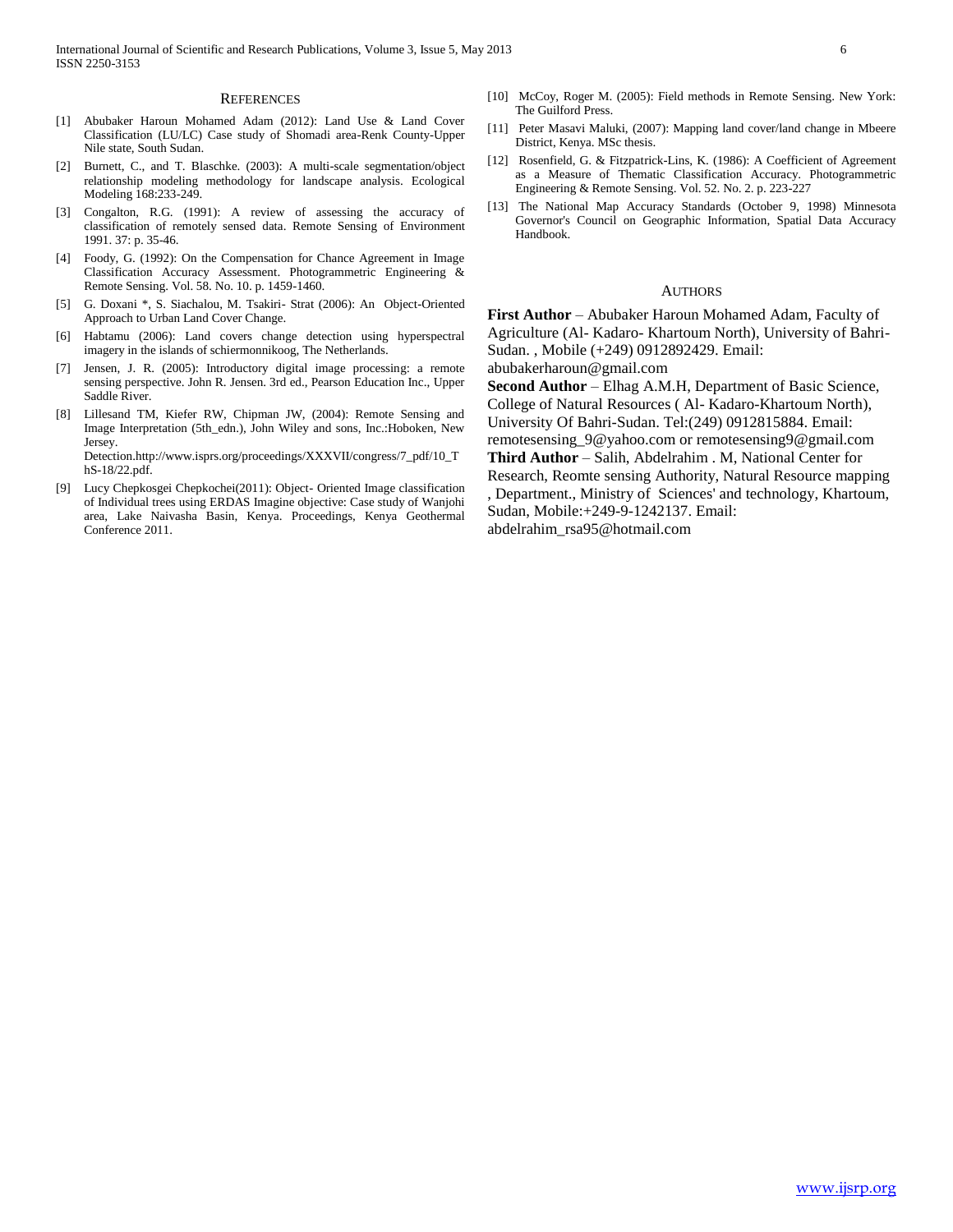## REFERENCES

[1] Abubaker Haroun Mohamed Adam (2012): Land Use & Land Cover Classification (LU/LC) Case study of Shomadi area-Renk County-Upper Nile state, South Sudan.

[2] Burnett, C., and T. Blaschke. (2003): A multi-scale segmentation/object relationship modeling methodology for landscape analysis. Ecological Modeling 168:233-249.

[3] Congalton, R.G. (1991): A review of assessing the accuracy of classification of remotely sensed data. Remote Sensing of Environment 1991. 37: p. 35-46.

[4] Foody, G. (1992): On the Compensation for Chance Agreement in Image Classification Accuracy Assessment. Photogrammetric Engineering & Remote Sensing. Vol. 58. No. 10. p. 1459-1460.

[5] G. Doxani *, S. Siachalou, M. Tsakiri- Strat (2006): An Object-Oriented Approach to Urban Land Cover Change.

[6] Habtamu (2006): Land covers change detection using hyperspectral imagery in the islands of schiermonnikoog, The Netherlands.

[7] Jensen, J. R. (2005): Introductory digital image processing: a remote sensing perspective. John R. Jensen. 3rd ed., Pearson Education Inc., Upper Saddle River.

[8] Lillesand TM, Kiefer RW, Chipman JW, (2004): Remote Sensing and Image Interpretation (5th_edn.), John Wiley and sons, Inc.:Hoboken, New Jersey. Detection.http://www.isprs.org/proceedings/XXXVII/congress/7_pdf/10_ThS-18/22.pdf.

[9] Lucy Chepkosgei Chepkochei(2011): Object- Oriented Image classification of Individual trees using ERDAS Imagine objective: Case study of Wanjohi area, Lake Naivasha Basin, Kenya. Proceedings, Kenya Geothermal Conference 2011.

[10] McCoy, Roger M. (2005): Field methods in Remote Sensing. New York: The Guilford Press.

[11] Peter Masavi Maluki, (2007): Mapping land cover/land change in Mbeere District, Kenya. MSc thesis.

[12] Rosenfield, G. & Fitzpatrick-Lins, K. (1986): A Coefficient of Agreement as a Measure of Thematic Classification Accuracy. Photogrammetric Engineering & Remote Sensing. Vol. 52. No. 2. p. 223-227

[13] The National Map Accuracy Standards (October 9, 1998) Minnesota Governor's Council on Geographic Information, Spatial Data Accuracy Handbook.

## AUTHORS

**First Author** – Abubaker Haroun Mohamed Adam, Faculty of Agriculture (Al- Kadaro- Khartoum North), University of Bahri-Sudan. , Mobile (+249) 0912892429. Email: abubakerharoun@gmail.com

**Second Author** – Elhag A.M.H, Department of Basic Science, College of Natural Resources ( Al- Kadaro-Khartoum North), University Of Bahri-Sudan. Tel:(249) 0912815884. Email: remotesensing_9@yahoo.com or remotesensing9@gmail.com

**Third Author** – Salih, Abdelrahim . M, National Center for Research, Reomte sensing Authority, Natural Resource mapping , Department., Ministry of Sciences' and technology, Khartoum, Sudan, Mobile:+249-9-1242137. Email: abdelrahim_rsa95@hotmail.com